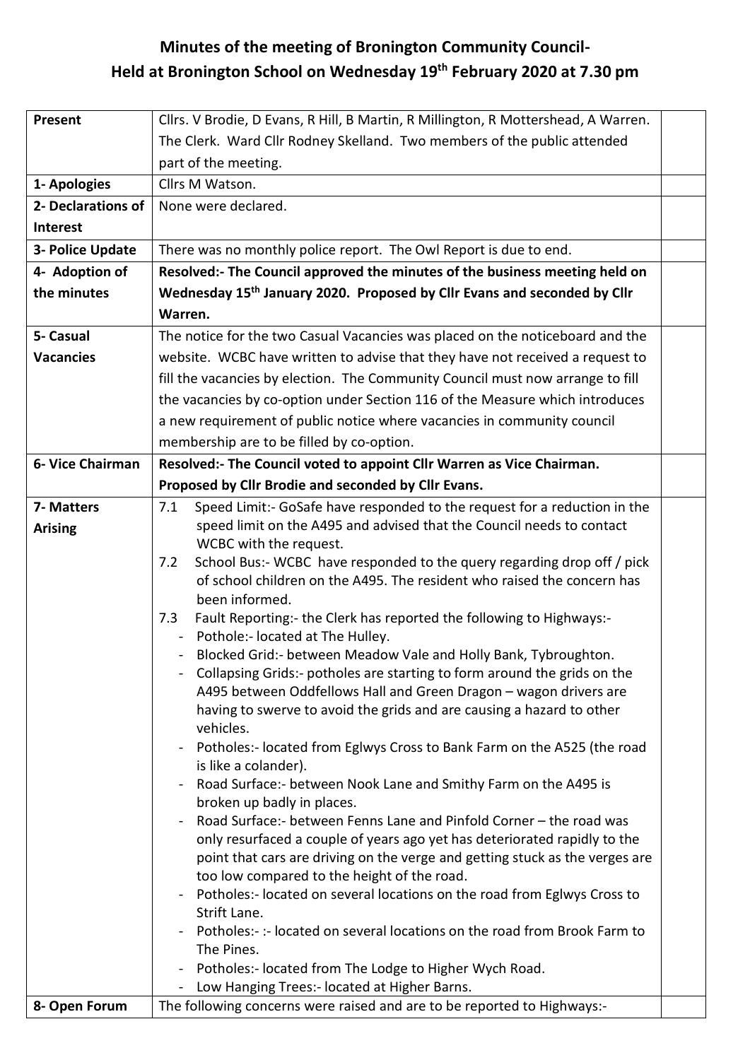# Minutes of the meeting of Bronington Community Council- Held at Bronington School on Wednesday 19th February 2020 at 7.30 pm

| | | |
|---|---|---|
| **Present** | Cllrs. V Brodie, D Evans, R Hill, B Martin, R Millington, R Mottershead, A Warren. The Clerk. Ward Cllr Rodney Skelland. Two members of the public attended part of the meeting. | |
| **1- Apologies** | Cllrs M Watson. | |
| **2- Declarations of Interest** | None were declared. | |
| **3- Police Update** | There was no monthly police report. The Owl Report is due to end. | |
| **4- Adoption of the minutes** | **Resolved:- The Council approved the minutes of the business meeting held on Wednesday 15th January 2020. Proposed by Cllr Evans and seconded by Cllr Warren.** | |
| **5- Casual Vacancies** | The notice for the two Casual Vacancies was placed on the noticeboard and the website. WCBC have written to advise that they have not received a request to fill the vacancies by election. The Community Council must now arrange to fill the vacancies by co-option under Section 116 of the Measure which introduces a new requirement of public notice where vacancies in community council membership are to be filled by co-option. | |
| **6- Vice Chairman** | **Resolved:- The Council voted to appoint Cllr Warren as Vice Chairman. Proposed by Cllr Brodie and seconded by Cllr Evans.** | |
| **7- Matters Arising** | 7.1 Speed Limit:- GoSafe have responded to the request for a reduction in the speed limit on the A495 and advised that the Council needs to contact WCBC with the request.<br>7.2 School Bus:- WCBC have responded to the query regarding drop off / pick of school children on the A495. The resident who raised the concern has been informed.<br>7.3 Fault Reporting:- the Clerk has reported the following to Highways:-<br>- Pothole:- located at The Hulley.<br>- Blocked Grid:- between Meadow Vale and Holly Bank, Tybroughton.<br>- Collapsing Grids:- potholes are starting to form around the grids on the A495 between Oddfellows Hall and Green Dragon – wagon drivers are having to swerve to avoid the grids and are causing a hazard to other vehicles.<br>- Potholes:- located from Eglwys Cross to Bank Farm on the A525 (the road is like a colander).<br>- Road Surface:- between Nook Lane and Smithy Farm on the A495 is broken up badly in places.<br>- Road Surface:- between Fenns Lane and Pinfold Corner – the road was only resurfaced a couple of years ago yet has deteriorated rapidly to the point that cars are driving on the verge and getting stuck as the verges are too low compared to the height of the road.<br>- Potholes:- located on several locations on the road from Eglwys Cross to Strift Lane.<br>- Potholes:- :- located on several locations on the road from Brook Farm to The Pines.<br>- Potholes:- located from The Lodge to Higher Wych Road.<br>- Low Hanging Trees:- located at Higher Barns. | |
| **8- Open Forum** | The following concerns were raised and are to be reported to Highways:- | |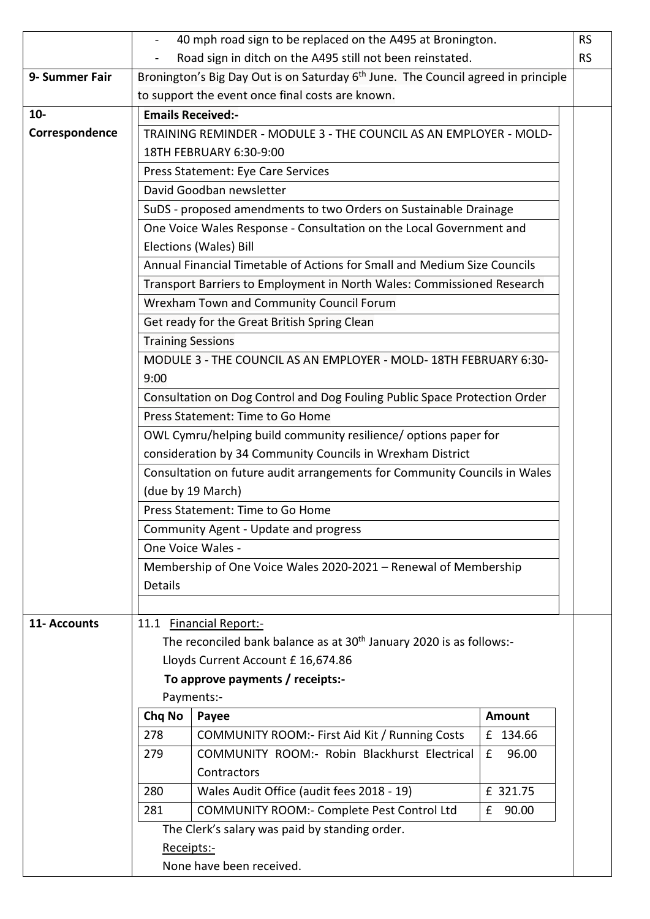| | | |
|---|---|---|
| | - 40 mph road sign to be replaced on the A495 at Bronington. | RS |
| | - Road sign in ditch on the A495 still not been reinstated. | RS |
| **9- Summer Fair** | Bronington's Big Day Out is on Saturday 6th June. The Council agreed in principle to support the event once final costs are known. | |
| **10- Correspondence** | **Emails Received:-**<br>TRAINING REMINDER - MODULE 3 - THE COUNCIL AS AN EMPLOYER - MOLD- 18TH FEBRUARY 6:30-9:00<br>Press Statement: Eye Care Services<br>David Goodban newsletter<br>SuDS - proposed amendments to two Orders on Sustainable Drainage<br>One Voice Wales Response - Consultation on the Local Government and Elections (Wales) Bill<br>Annual Financial Timetable of Actions for Small and Medium Size Councils<br>Transport Barriers to Employment in North Wales: Commissioned Research<br>Wrexham Town and Community Council Forum<br>Get ready for the Great British Spring Clean<br>Training Sessions<br>MODULE 3 - THE COUNCIL AS AN EMPLOYER - MOLD- 18TH FEBRUARY 6:30-9:00<br>Consultation on Dog Control and Dog Fouling Public Space Protection Order<br>Press Statement: Time to Go Home<br>OWL Cymru/helping build community resilience/ options paper for consideration by 34 Community Councils in Wrexham District<br>Consultation on future audit arrangements for Community Councils in Wales (due by 19 March)<br>Press Statement: Time to Go Home<br>Community Agent - Update and progress<br>One Voice Wales -<br>Membership of One Voice Wales 2020-2021 – Renewal of Membership Details | |
| **11- Accounts** | 11.1 Financial Report:-<br>The reconciled bank balance as at 30th January 2020 is as follows:-<br>Lloyds Current Account £ 16,674.86<br>**To approve payments / receipts:-**<br>Payments:- | |

| Chq No | Payee | Amount |
|---|---|---|
| 278 | COMMUNITY ROOM:- First Aid Kit / Running Costs | £ 134.66 |
| 279 | COMMUNITY ROOM:- Robin Blackhurst Electrical Contractors | £ 96.00 |
| 280 | Wales Audit Office (audit fees 2018 - 19) | £ 321.75 |
| 281 | COMMUNITY ROOM:- Complete Pest Control Ltd | £ 90.00 |

The Clerk's salary was paid by standing order.

Receipts:-

None have been received.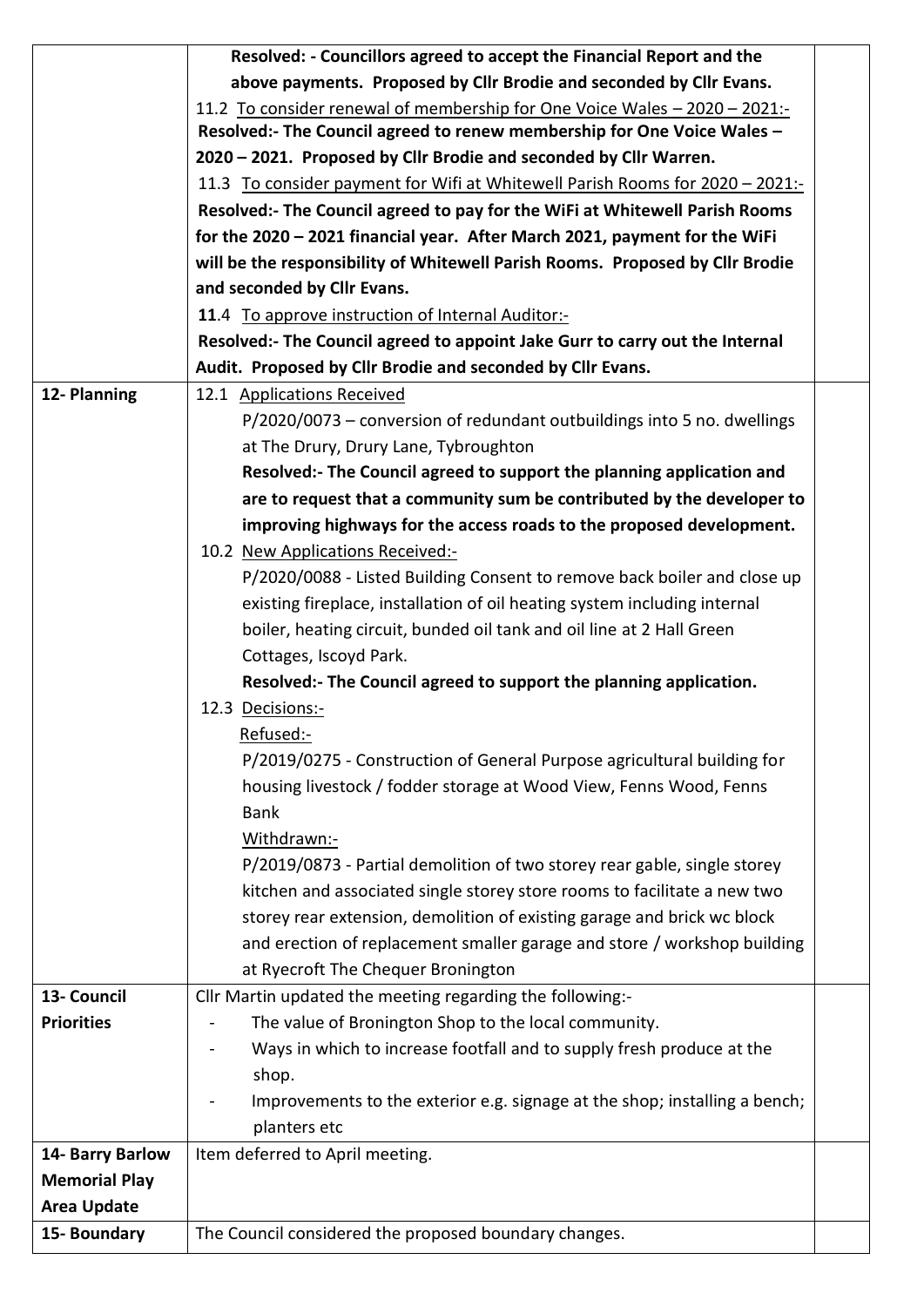| | | |
|---|---|---|
| | **Resolved: - Councillors agreed to accept the Financial Report and the above payments. Proposed by Cllr Brodie and seconded by Cllr Evans.**<br>11.2 To consider renewal of membership for One Voice Wales – 2020 – 2021:-<br>**Resolved:- The Council agreed to renew membership for One Voice Wales – 2020 – 2021. Proposed by Cllr Brodie and seconded by Cllr Warren.**<br>11.3 To consider payment for Wifi at Whitewell Parish Rooms for 2020 – 2021:-<br>**Resolved:- The Council agreed to pay for the WiFi at Whitewell Parish Rooms for the 2020 – 2021 financial year. After March 2021, payment for the WiFi will be the responsibility of Whitewell Parish Rooms. Proposed by Cllr Brodie and seconded by Cllr Evans.**<br>**11**.4 To approve instruction of Internal Auditor:-<br>**Resolved:- The Council agreed to appoint Jake Gurr to carry out the Internal Audit. Proposed by Cllr Brodie and seconded by Cllr Evans.** | |
| **12- Planning** | 12.1 Applications Received<br>P/2020/0073 – conversion of redundant outbuildings into 5 no. dwellings at The Drury, Drury Lane, Tybroughton<br>**Resolved:- The Council agreed to support the planning application and are to request that a community sum be contributed by the developer to improving highways for the access roads to the proposed development.**<br>10.2 New Applications Received:-<br>P/2020/0088 - Listed Building Consent to remove back boiler and close up existing fireplace, installation of oil heating system including internal boiler, heating circuit, bunded oil tank and oil line at 2 Hall Green Cottages, Iscoyd Park.<br>**Resolved:- The Council agreed to support the planning application.**<br>12.3 Decisions:-<br>Refused:-<br>P/2019/0275 - Construction of General Purpose agricultural building for housing livestock / fodder storage at Wood View, Fenns Wood, Fenns Bank<br>Withdrawn:-<br>P/2019/0873 - Partial demolition of two storey rear gable, single storey kitchen and associated single storey store rooms to facilitate a new two storey rear extension, demolition of existing garage and brick wc block and erection of replacement smaller garage and store / workshop building at Ryecroft The Chequer Bronington | |
| **13- Council Priorities** | Cllr Martin updated the meeting regarding the following:-<br>- The value of Bronington Shop to the local community.<br>- Ways in which to increase footfall and to supply fresh produce at the shop.<br>- Improvements to the exterior e.g. signage at the shop; installing a bench; planters etc | |
| **14- Barry Barlow Memorial Play Area Update** | Item deferred to April meeting. | |
| **15- Boundary** | The Council considered the proposed boundary changes. | |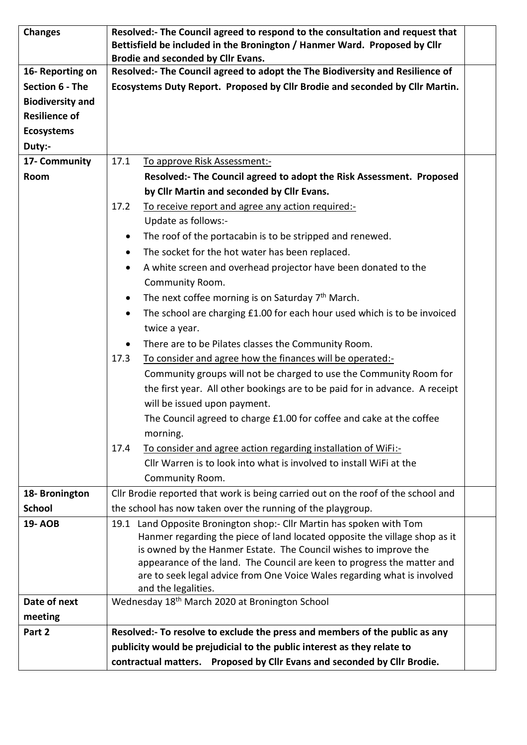| | | |
|---|---|---|
| **Changes** | **Resolved:- The Council agreed to respond to the consultation and request that Bettisfield be included in the Bronington / Hanmer Ward. Proposed by Cllr Brodie and seconded by Cllr Evans.** | |
| **16- Reporting on Section 6 - The Biodiversity and Resilience of Ecosystems Duty:-** | **Resolved:- The Council agreed to adopt the The Biodiversity and Resilience of Ecosystems Duty Report. Proposed by Cllr Brodie and seconded by Cllr Martin.** | |
| **17- Community Room** | 17.1 To approve Risk Assessment:-<br>**Resolved:- The Council agreed to adopt the Risk Assessment. Proposed by Cllr Martin and seconded by Cllr Evans.**<br>17.2 To receive report and agree any action required:-<br>Update as follows:-<br>• The roof of the portacabin is to be stripped and renewed.<br>• The socket for the hot water has been replaced.<br>• A white screen and overhead projector have been donated to the Community Room.<br>• The next coffee morning is on Saturday 7th March.<br>• The school are charging £1.00 for each hour used which is to be invoiced twice a year.<br>• There are to be Pilates classes the Community Room.<br>17.3 To consider and agree how the finances will be operated:-<br>Community groups will not be charged to use the Community Room for the first year. All other bookings are to be paid for in advance. A receipt will be issued upon payment.<br>The Council agreed to charge £1.00 for coffee and cake at the coffee morning.<br>17.4 To consider and agree action regarding installation of WiFi:-<br>Cllr Warren is to look into what is involved to install WiFi at the Community Room. | |
| **18- Bronington School** | Cllr Brodie reported that work is being carried out on the roof of the school and the school has now taken over the running of the playgroup. | |
| **19- AOB** | 19.1 Land Opposite Bronington shop:- Cllr Martin has spoken with Tom Hanmer regarding the piece of land located opposite the village shop as it is owned by the Hanmer Estate. The Council wishes to improve the appearance of the land. The Council are keen to progress the matter and are to seek legal advice from One Voice Wales regarding what is involved and the legalities. | |
| **Date of next meeting** | Wednesday 18th March 2020 at Bronington School | |
| **Part 2** | **Resolved:- To resolve to exclude the press and members of the public as any publicity would be prejudicial to the public interest as they relate to contractual matters. Proposed by Cllr Evans and seconded by Cllr Brodie.** | |